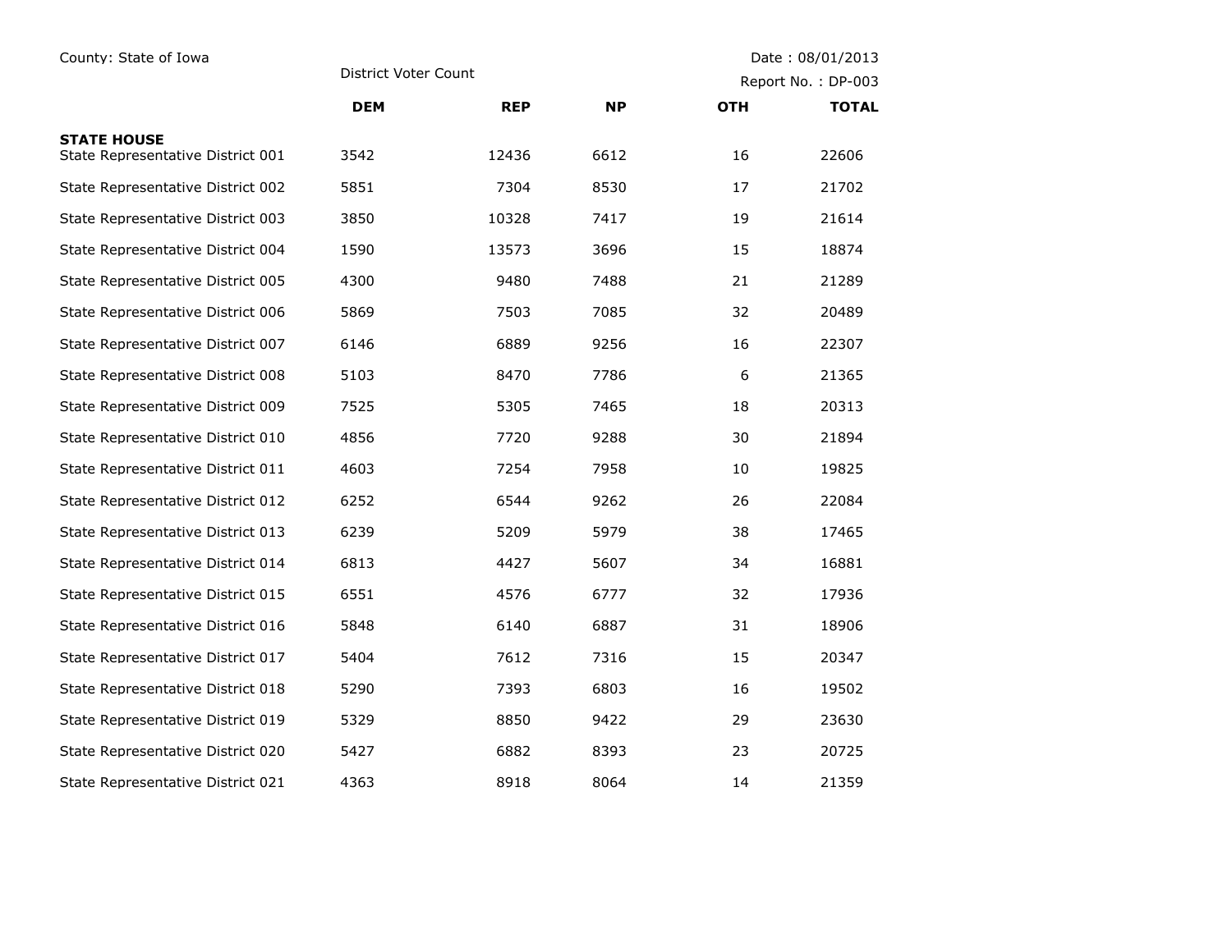County: State of Iowa

District Voter Count

Date : 08/01/2013

Report No. : DP-003

| | DEM | REP | NP | OTH | TOTAL |
|---|---|---|---|---|---|
| **STATE HOUSE** | | | | | |
| State Representative District 001 | 3542 | 12436 | 6612 | 16 | 22606 |
| State Representative District 002 | 5851 | 7304 | 8530 | 17 | 21702 |
| State Representative District 003 | 3850 | 10328 | 7417 | 19 | 21614 |
| State Representative District 004 | 1590 | 13573 | 3696 | 15 | 18874 |
| State Representative District 005 | 4300 | 9480 | 7488 | 21 | 21289 |
| State Representative District 006 | 5869 | 7503 | 7085 | 32 | 20489 |
| State Representative District 007 | 6146 | 6889 | 9256 | 16 | 22307 |
| State Representative District 008 | 5103 | 8470 | 7786 | 6 | 21365 |
| State Representative District 009 | 7525 | 5305 | 7465 | 18 | 20313 |
| State Representative District 010 | 4856 | 7720 | 9288 | 30 | 21894 |
| State Representative District 011 | 4603 | 7254 | 7958 | 10 | 19825 |
| State Representative District 012 | 6252 | 6544 | 9262 | 26 | 22084 |
| State Representative District 013 | 6239 | 5209 | 5979 | 38 | 17465 |
| State Representative District 014 | 6813 | 4427 | 5607 | 34 | 16881 |
| State Representative District 015 | 6551 | 4576 | 6777 | 32 | 17936 |
| State Representative District 016 | 5848 | 6140 | 6887 | 31 | 18906 |
| State Representative District 017 | 5404 | 7612 | 7316 | 15 | 20347 |
| State Representative District 018 | 5290 | 7393 | 6803 | 16 | 19502 |
| State Representative District 019 | 5329 | 8850 | 9422 | 29 | 23630 |
| State Representative District 020 | 5427 | 6882 | 8393 | 23 | 20725 |
| State Representative District 021 | 4363 | 8918 | 8064 | 14 | 21359 |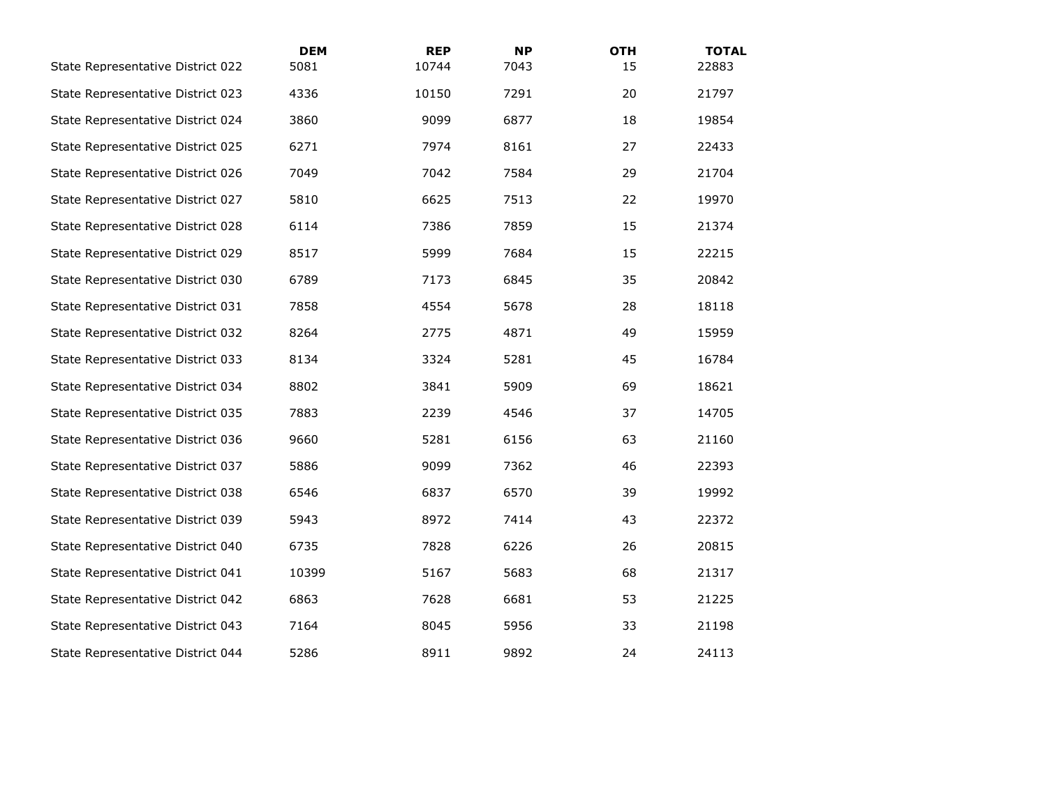| | DEM | REP | NP | OTH | TOTAL |
|---|---|---|---|---|---|
| State Representative District 022 | 5081 | 10744 | 7043 | 15 | 22883 |
| State Representative District 023 | 4336 | 10150 | 7291 | 20 | 21797 |
| State Representative District 024 | 3860 | 9099 | 6877 | 18 | 19854 |
| State Representative District 025 | 6271 | 7974 | 8161 | 27 | 22433 |
| State Representative District 026 | 7049 | 7042 | 7584 | 29 | 21704 |
| State Representative District 027 | 5810 | 6625 | 7513 | 22 | 19970 |
| State Representative District 028 | 6114 | 7386 | 7859 | 15 | 21374 |
| State Representative District 029 | 8517 | 5999 | 7684 | 15 | 22215 |
| State Representative District 030 | 6789 | 7173 | 6845 | 35 | 20842 |
| State Representative District 031 | 7858 | 4554 | 5678 | 28 | 18118 |
| State Representative District 032 | 8264 | 2775 | 4871 | 49 | 15959 |
| State Representative District 033 | 8134 | 3324 | 5281 | 45 | 16784 |
| State Representative District 034 | 8802 | 3841 | 5909 | 69 | 18621 |
| State Representative District 035 | 7883 | 2239 | 4546 | 37 | 14705 |
| State Representative District 036 | 9660 | 5281 | 6156 | 63 | 21160 |
| State Representative District 037 | 5886 | 9099 | 7362 | 46 | 22393 |
| State Representative District 038 | 6546 | 6837 | 6570 | 39 | 19992 |
| State Representative District 039 | 5943 | 8972 | 7414 | 43 | 22372 |
| State Representative District 040 | 6735 | 7828 | 6226 | 26 | 20815 |
| State Representative District 041 | 10399 | 5167 | 5683 | 68 | 21317 |
| State Representative District 042 | 6863 | 7628 | 6681 | 53 | 21225 |
| State Representative District 043 | 7164 | 8045 | 5956 | 33 | 21198 |
| State Representative District 044 | 5286 | 8911 | 9892 | 24 | 24113 |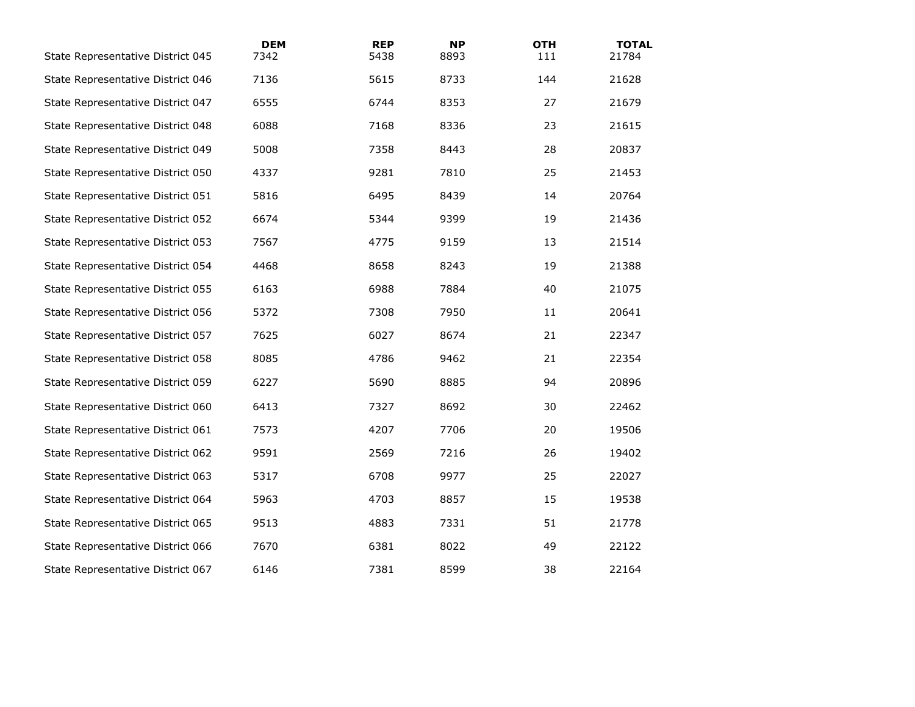| | DEM | REP | NP | OTH | TOTAL |
|---|---|---|---|---|---|
| State Representative District 045 | 7342 | 5438 | 8893 | 111 | 21784 |
| State Representative District 046 | 7136 | 5615 | 8733 | 144 | 21628 |
| State Representative District 047 | 6555 | 6744 | 8353 | 27 | 21679 |
| State Representative District 048 | 6088 | 7168 | 8336 | 23 | 21615 |
| State Representative District 049 | 5008 | 7358 | 8443 | 28 | 20837 |
| State Representative District 050 | 4337 | 9281 | 7810 | 25 | 21453 |
| State Representative District 051 | 5816 | 6495 | 8439 | 14 | 20764 |
| State Representative District 052 | 6674 | 5344 | 9399 | 19 | 21436 |
| State Representative District 053 | 7567 | 4775 | 9159 | 13 | 21514 |
| State Representative District 054 | 4468 | 8658 | 8243 | 19 | 21388 |
| State Representative District 055 | 6163 | 6988 | 7884 | 40 | 21075 |
| State Representative District 056 | 5372 | 7308 | 7950 | 11 | 20641 |
| State Representative District 057 | 7625 | 6027 | 8674 | 21 | 22347 |
| State Representative District 058 | 8085 | 4786 | 9462 | 21 | 22354 |
| State Representative District 059 | 6227 | 5690 | 8885 | 94 | 20896 |
| State Representative District 060 | 6413 | 7327 | 8692 | 30 | 22462 |
| State Representative District 061 | 7573 | 4207 | 7706 | 20 | 19506 |
| State Representative District 062 | 9591 | 2569 | 7216 | 26 | 19402 |
| State Representative District 063 | 5317 | 6708 | 9977 | 25 | 22027 |
| State Representative District 064 | 5963 | 4703 | 8857 | 15 | 19538 |
| State Representative District 065 | 9513 | 4883 | 7331 | 51 | 21778 |
| State Representative District 066 | 7670 | 6381 | 8022 | 49 | 22122 |
| State Representative District 067 | 6146 | 7381 | 8599 | 38 | 22164 |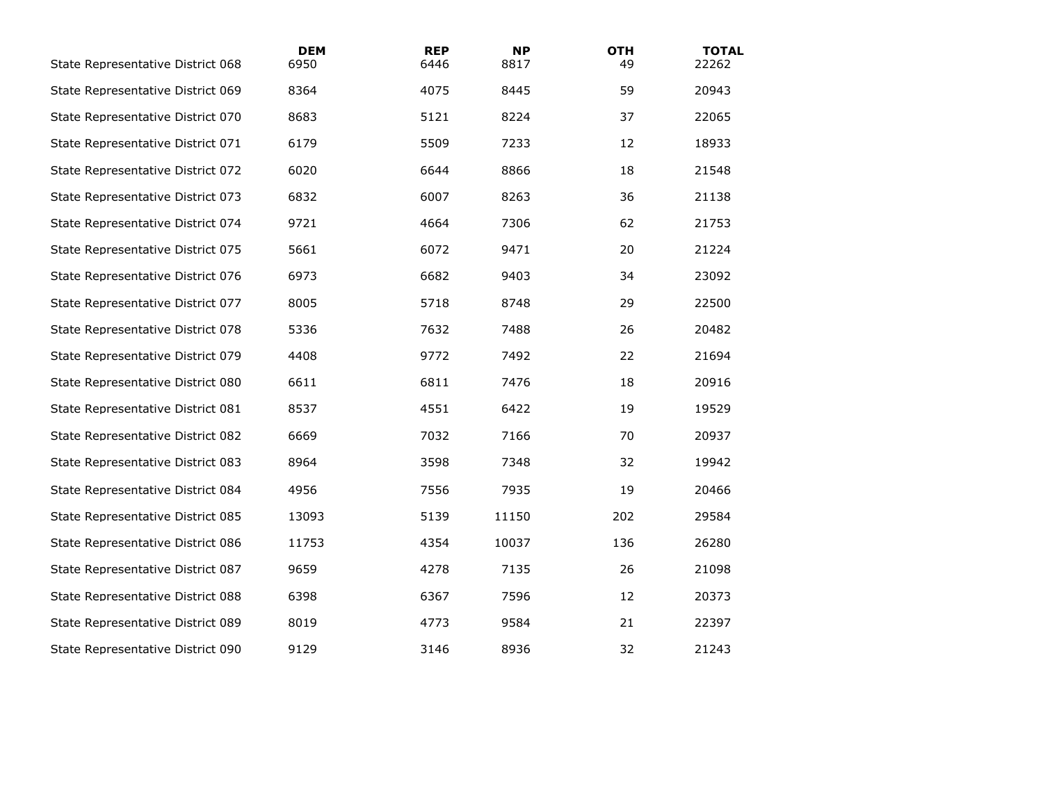| | DEM | REP | NP | OTH | TOTAL |
|---|---|---|---|---|---|
| State Representative District 068 | 6950 | 6446 | 8817 | 49 | 22262 |
| State Representative District 069 | 8364 | 4075 | 8445 | 59 | 20943 |
| State Representative District 070 | 8683 | 5121 | 8224 | 37 | 22065 |
| State Representative District 071 | 6179 | 5509 | 7233 | 12 | 18933 |
| State Representative District 072 | 6020 | 6644 | 8866 | 18 | 21548 |
| State Representative District 073 | 6832 | 6007 | 8263 | 36 | 21138 |
| State Representative District 074 | 9721 | 4664 | 7306 | 62 | 21753 |
| State Representative District 075 | 5661 | 6072 | 9471 | 20 | 21224 |
| State Representative District 076 | 6973 | 6682 | 9403 | 34 | 23092 |
| State Representative District 077 | 8005 | 5718 | 8748 | 29 | 22500 |
| State Representative District 078 | 5336 | 7632 | 7488 | 26 | 20482 |
| State Representative District 079 | 4408 | 9772 | 7492 | 22 | 21694 |
| State Representative District 080 | 6611 | 6811 | 7476 | 18 | 20916 |
| State Representative District 081 | 8537 | 4551 | 6422 | 19 | 19529 |
| State Representative District 082 | 6669 | 7032 | 7166 | 70 | 20937 |
| State Representative District 083 | 8964 | 3598 | 7348 | 32 | 19942 |
| State Representative District 084 | 4956 | 7556 | 7935 | 19 | 20466 |
| State Representative District 085 | 13093 | 5139 | 11150 | 202 | 29584 |
| State Representative District 086 | 11753 | 4354 | 10037 | 136 | 26280 |
| State Representative District 087 | 9659 | 4278 | 7135 | 26 | 21098 |
| State Representative District 088 | 6398 | 6367 | 7596 | 12 | 20373 |
| State Representative District 089 | 8019 | 4773 | 9584 | 21 | 22397 |
| State Representative District 090 | 9129 | 3146 | 8936 | 32 | 21243 |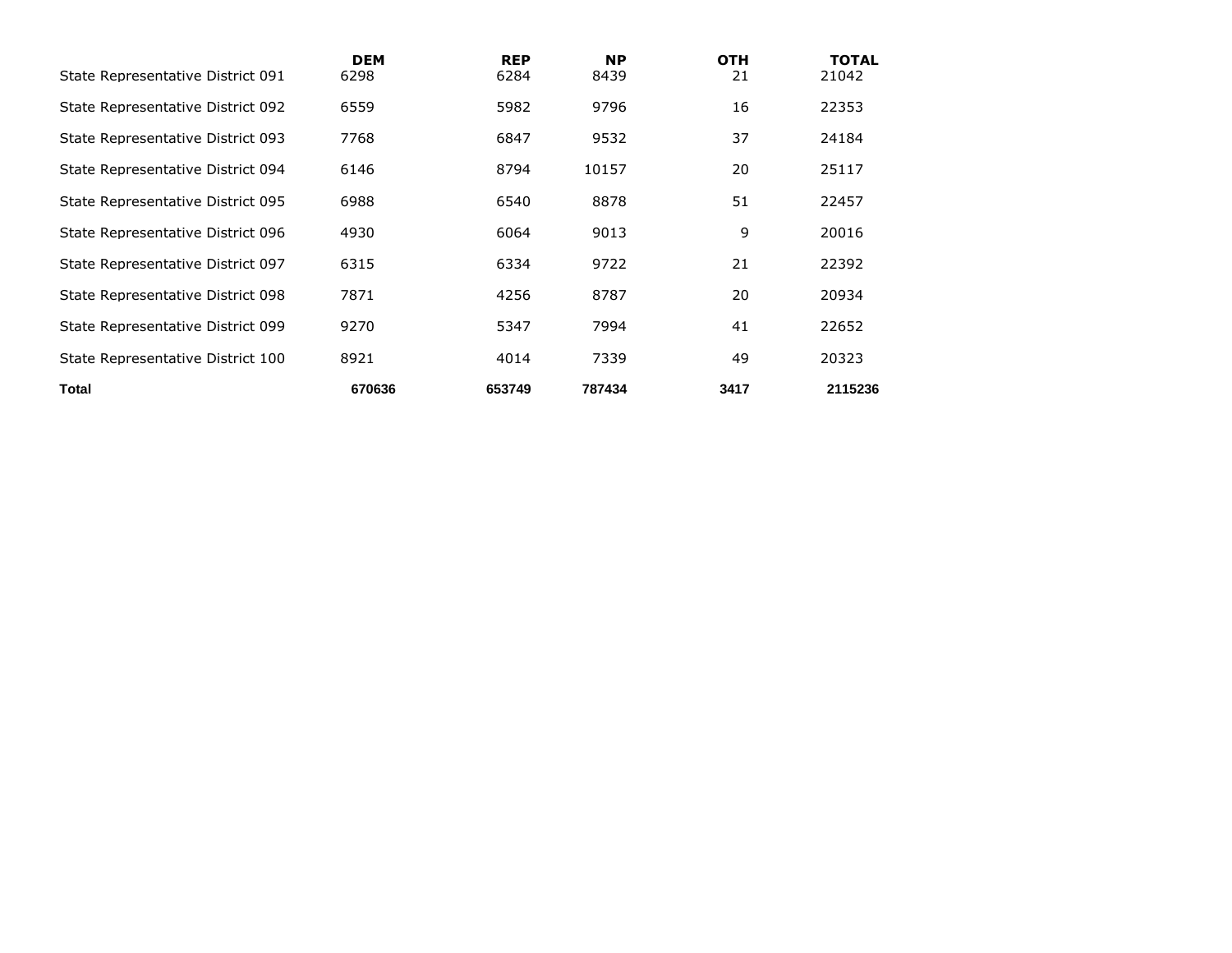| | DEM | REP | NP | OTH | TOTAL |
|---|---|---|---|---|---|
| State Representative District 091 | 6298 | 6284 | 8439 | 21 | 21042 |
| State Representative District 092 | 6559 | 5982 | 9796 | 16 | 22353 |
| State Representative District 093 | 7768 | 6847 | 9532 | 37 | 24184 |
| State Representative District 094 | 6146 | 8794 | 10157 | 20 | 25117 |
| State Representative District 095 | 6988 | 6540 | 8878 | 51 | 22457 |
| State Representative District 096 | 4930 | 6064 | 9013 | 9 | 20016 |
| State Representative District 097 | 6315 | 6334 | 9722 | 21 | 22392 |
| State Representative District 098 | 7871 | 4256 | 8787 | 20 | 20934 |
| State Representative District 099 | 9270 | 5347 | 7994 | 41 | 22652 |
| State Representative District 100 | 8921 | 4014 | 7339 | 49 | 20323 |
| **Total** | **670636** | **653749** | **787434** | **3417** | **2115236** |